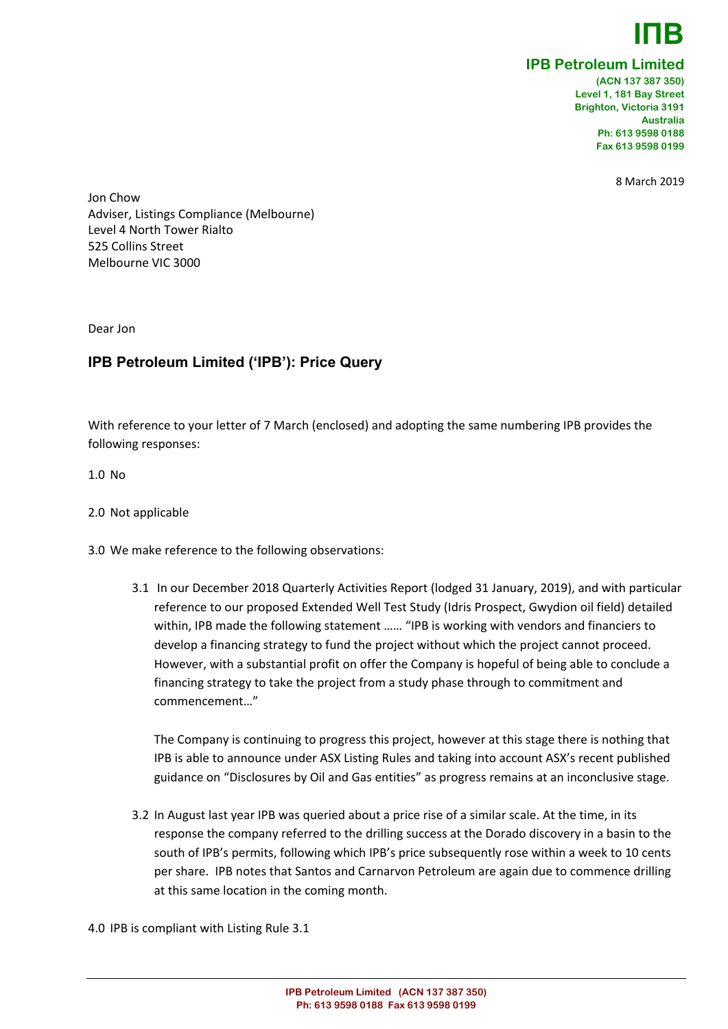**IПB**

**IPB Petroleum Limited**

**(ACN 137 387 350)**
**Level 1, 181 Bay Street**
**Brighton, Victoria 3191**
**Australia**
**Ph: 613 9598 0188**
**Fax 613 9598 0199**

8 March 2019

Jon Chow
Adviser, Listings Compliance (Melbourne)
Level 4 North Tower Rialto
525 Collins Street
Melbourne VIC 3000

Dear Jon

## IPB Petroleum Limited ('IPB'): Price Query

With reference to your letter of 7 March (enclosed) and adopting the same numbering IPB provides the following responses:

1.0 No

2.0 Not applicable

3.0 We make reference to the following observations:

3.1 In our December 2018 Quarterly Activities Report (lodged 31 January, 2019), and with particular reference to our proposed Extended Well Test Study (Idris Prospect, Gwydion oil field) detailed within, IPB made the following statement …… "IPB is working with vendors and financiers to develop a financing strategy to fund the project without which the project cannot proceed. However, with a substantial profit on offer the Company is hopeful of being able to conclude a financing strategy to take the project from a study phase through to commitment and commencement…"

The Company is continuing to progress this project, however at this stage there is nothing that IPB is able to announce under ASX Listing Rules and taking into account ASX's recent published guidance on "Disclosures by Oil and Gas entities" as progress remains at an inconclusive stage.

3.2 In August last year IPB was queried about a price rise of a similar scale. At the time, in its response the company referred to the drilling success at the Dorado discovery in a basin to the south of IPB's permits, following which IPB's price subsequently rose within a week to 10 cents per share. IPB notes that Santos and Carnarvon Petroleum are again due to commence drilling at this same location in the coming month.

4.0 IPB is compliant with Listing Rule 3.1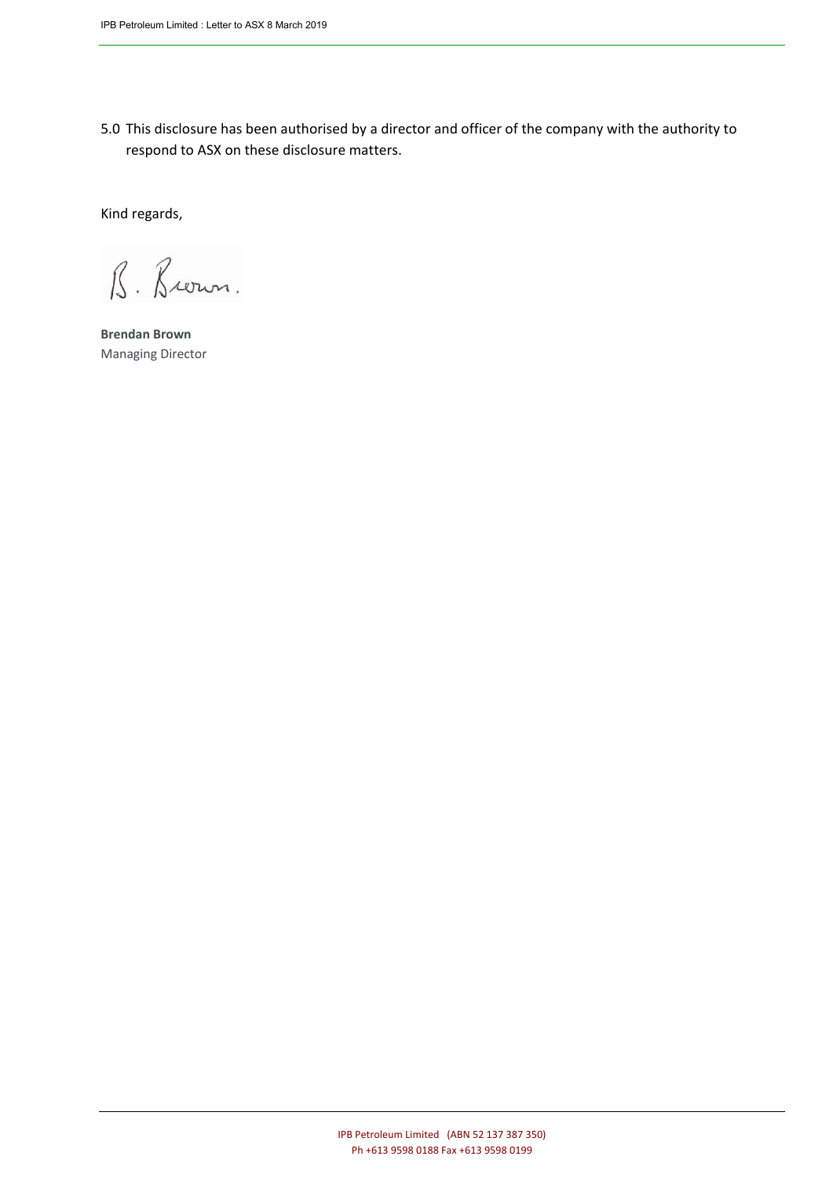5.0 This disclosure has been authorised by a director and officer of the company with the authority to respond to ASX on these disclosure matters.

Kind regards,

B. Brown.

**Brendan Brown**
Managing Director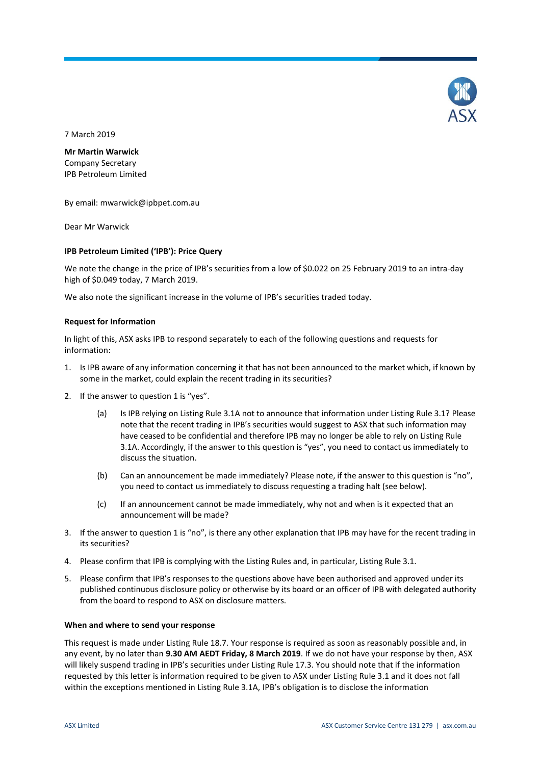7 March 2019

**Mr Martin Warwick**
Company Secretary
IPB Petroleum Limited

By email: mwarwick@ipbpet.com.au

Dear Mr Warwick

**IPB Petroleum Limited ('IPB'): Price Query**

We note the change in the price of IPB's securities from a low of $0.022 on 25 February 2019 to an intra-day high of $0.049 today, 7 March 2019.

We also note the significant increase in the volume of IPB's securities traded today.

**Request for Information**

In light of this, ASX asks IPB to respond separately to each of the following questions and requests for information:

1. Is IPB aware of any information concerning it that has not been announced to the market which, if known by some in the market, could explain the recent trading in its securities?
2. If the answer to question 1 is "yes".
   (a) Is IPB relying on Listing Rule 3.1A not to announce that information under Listing Rule 3.1? Please note that the recent trading in IPB's securities would suggest to ASX that such information may have ceased to be confidential and therefore IPB may no longer be able to rely on Listing Rule 3.1A. Accordingly, if the answer to this question is "yes", you need to contact us immediately to discuss the situation.
   (b) Can an announcement be made immediately? Please note, if the answer to this question is "no", you need to contact us immediately to discuss requesting a trading halt (see below).
   (c) If an announcement cannot be made immediately, why not and when is it expected that an announcement will be made?
3. If the answer to question 1 is "no", is there any other explanation that IPB may have for the recent trading in its securities?
4. Please confirm that IPB is complying with the Listing Rules and, in particular, Listing Rule 3.1.
5. Please confirm that IPB's responses to the questions above have been authorised and approved under its published continuous disclosure policy or otherwise by its board or an officer of IPB with delegated authority from the board to respond to ASX on disclosure matters.

**When and where to send your response**

This request is made under Listing Rule 18.7. Your response is required as soon as reasonably possible and, in any event, by no later than **9.30 AM AEDT Friday, 8 March 2019**. If we do not have your response by then, ASX will likely suspend trading in IPB's securities under Listing Rule 17.3. You should note that if the information requested by this letter is information required to be given to ASX under Listing Rule 3.1 and it does not fall within the exceptions mentioned in Listing Rule 3.1A, IPB's obligation is to disclose the information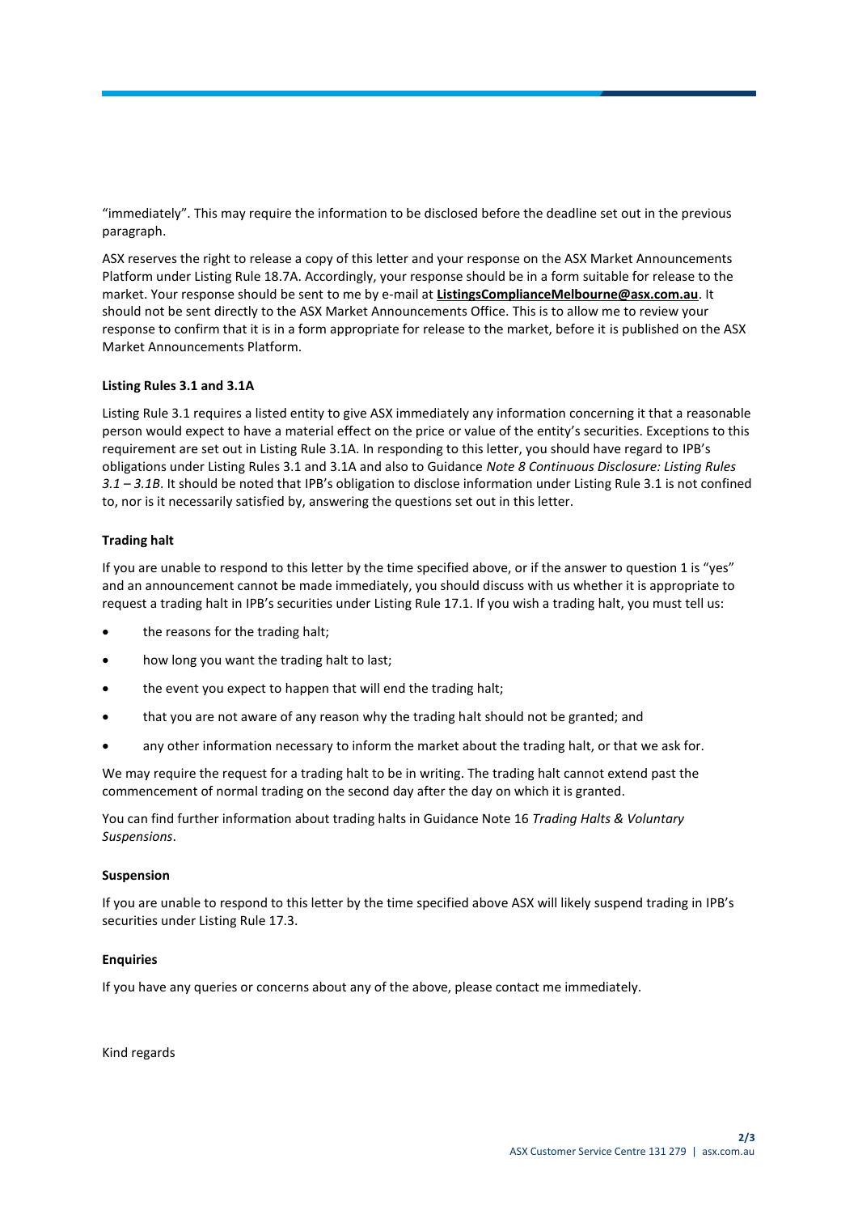"immediately". This may require the information to be disclosed before the deadline set out in the previous paragraph.

ASX reserves the right to release a copy of this letter and your response on the ASX Market Announcements Platform under Listing Rule 18.7A. Accordingly, your response should be in a form suitable for release to the market. Your response should be sent to me by e-mail at **ListingsComplianceMelbourne@asx.com.au**. It should not be sent directly to the ASX Market Announcements Office. This is to allow me to review your response to confirm that it is in a form appropriate for release to the market, before it is published on the ASX Market Announcements Platform.

**Listing Rules 3.1 and 3.1A**

Listing Rule 3.1 requires a listed entity to give ASX immediately any information concerning it that a reasonable person would expect to have a material effect on the price or value of the entity's securities. Exceptions to this requirement are set out in Listing Rule 3.1A. In responding to this letter, you should have regard to IPB's obligations under Listing Rules 3.1 and 3.1A and also to Guidance *Note 8 Continuous Disclosure: Listing Rules 3.1 – 3.1B*. It should be noted that IPB's obligation to disclose information under Listing Rule 3.1 is not confined to, nor is it necessarily satisfied by, answering the questions set out in this letter.

**Trading halt**

If you are unable to respond to this letter by the time specified above, or if the answer to question 1 is "yes" and an announcement cannot be made immediately, you should discuss with us whether it is appropriate to request a trading halt in IPB's securities under Listing Rule 17.1. If you wish a trading halt, you must tell us:

- the reasons for the trading halt;
- how long you want the trading halt to last;
- the event you expect to happen that will end the trading halt;
- that you are not aware of any reason why the trading halt should not be granted; and
- any other information necessary to inform the market about the trading halt, or that we ask for.

We may require the request for a trading halt to be in writing. The trading halt cannot extend past the commencement of normal trading on the second day after the day on which it is granted.

You can find further information about trading halts in Guidance Note 16 *Trading Halts & Voluntary Suspensions*.

**Suspension**

If you are unable to respond to this letter by the time specified above ASX will likely suspend trading in IPB's securities under Listing Rule 17.3.

**Enquiries**

If you have any queries or concerns about any of the above, please contact me immediately.

Kind regards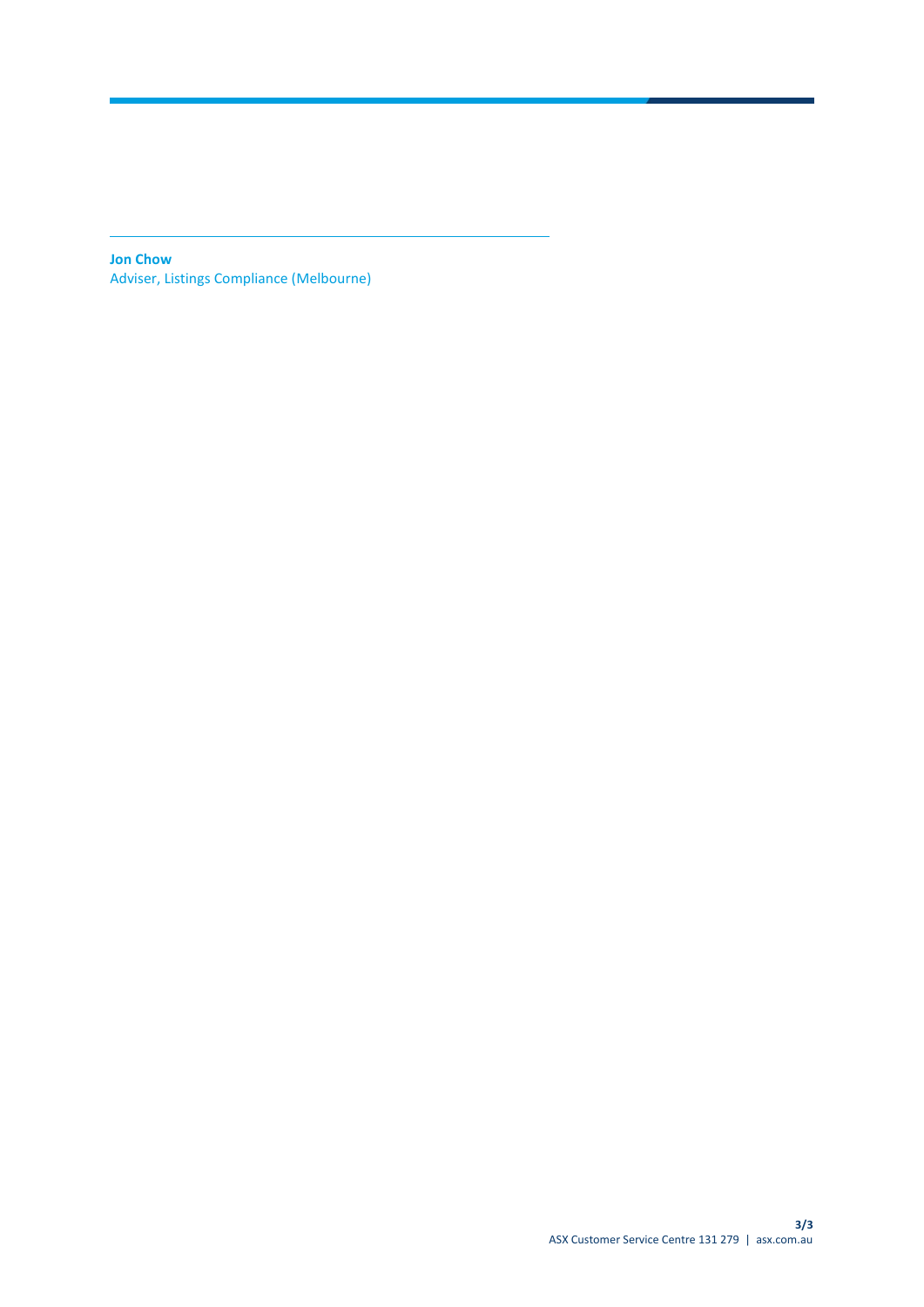**Jon Chow**
Adviser, Listings Compliance (Melbourne)